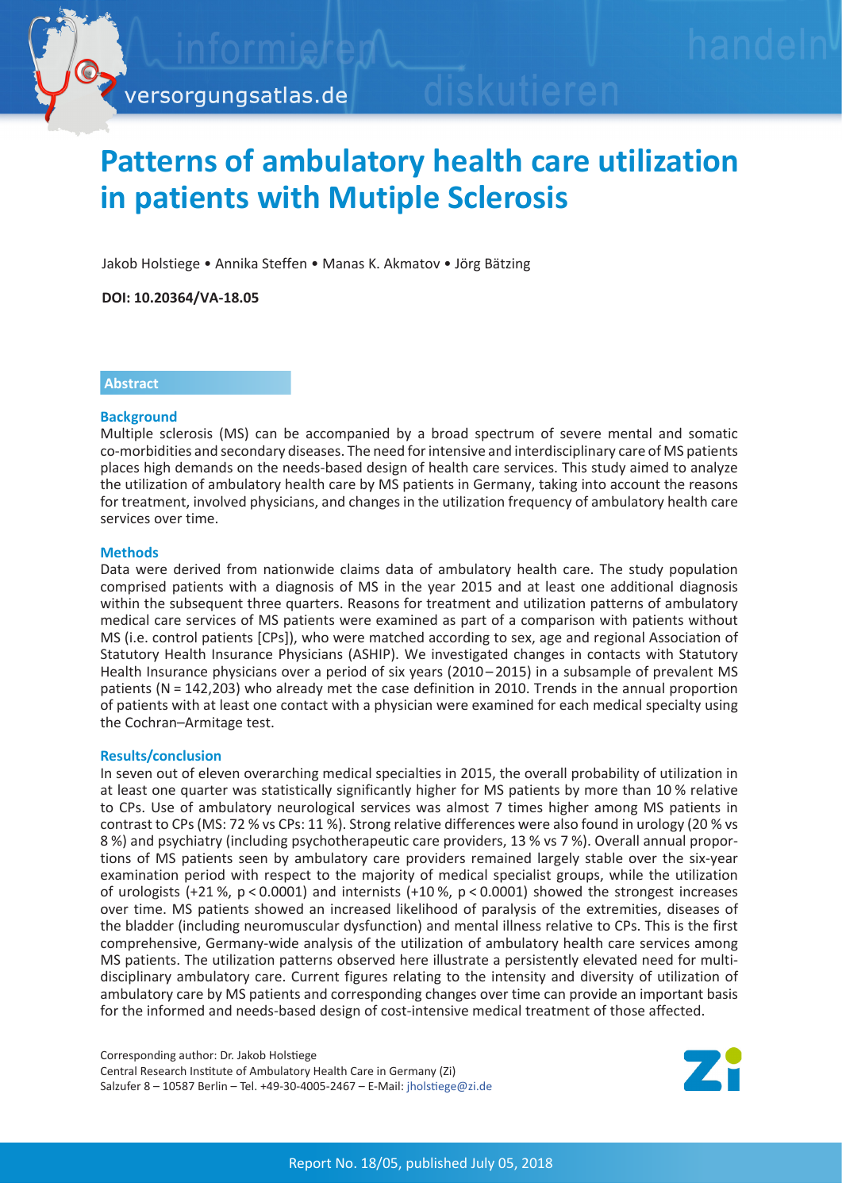# Patterns of ambulatory health care utilization in patients with Mutiple Sclerosis

Jakob Holstiege • Annika Steffen • Manas K. Akmatov • Jörg Bätzing

**DOI: 10.20364/VA-18.05**

## Abstract

### Background

Multiple sclerosis (MS) can be accompanied by a broad spectrum of severe mental and somatic co-morbidities and secondary diseases. The need for intensive and interdisciplinary care of MS patients places high demands on the needs-based design of health care services. This study aimed to analyze the utilization of ambulatory health care by MS patients in Germany, taking into account the reasons for treatment, involved physicians, and changes in the utilization frequency of ambulatory health care services over time.

### Methods

Data were derived from nationwide claims data of ambulatory health care. The study population comprised patients with a diagnosis of MS in the year 2015 and at least one additional diagnosis within the subsequent three quarters. Reasons for treatment and utilization patterns of ambulatory medical care services of MS patients were examined as part of a comparison with patients without MS (i.e. control patients [CPs]), who were matched according to sex, age and regional Association of Statutory Health Insurance Physicians (ASHIP). We investigated changes in contacts with Statutory Health Insurance physicians over a period of six years (2010 – 2015) in a subsample of prevalent MS patients (N = 142,203) who already met the case definition in 2010. Trends in the annual proportion of patients with at least one contact with a physician were examined for each medical specialty using the Cochran–Armitage test.

### Results/conclusion

In seven out of eleven overarching medical specialties in 2015, the overall probability of utilization in at least one quarter was statistically significantly higher for MS patients by more than 10 % relative to CPs. Use of ambulatory neurological services was almost 7 times higher among MS patients in contrast to CPs (MS: 72 % vs CPs: 11 %). Strong relative differences were also found in urology (20 % vs 8 %) and psychiatry (including psychotherapeutic care providers, 13 % vs 7 %). Overall annual proportions of MS patients seen by ambulatory care providers remained largely stable over the six-year examination period with respect to the majority of medical specialist groups, while the utilization of urologists (+21 %, $p < 0.0001$) and internists (+10 %, $p < 0.0001$) showed the strongest increases over time. MS patients showed an increased likelihood of paralysis of the extremities, diseases of the bladder (including neuromuscular dysfunction) and mental illness relative to CPs. This is the first comprehensive, Germany-wide analysis of the utilization of ambulatory health care services among MS patients. The utilization patterns observed here illustrate a persistently elevated need for multidisciplinary ambulatory care. Current figures relating to the intensity and diversity of utilization of ambulatory care by MS patients and corresponding changes over time can provide an important basis for the informed and needs-based design of cost-intensive medical treatment of those affected.

Corresponding author: Dr. Jakob Holstiege
Central Research Institute of Ambulatory Health Care in Germany (Zi)
Salzufer 8 – 10587 Berlin – Tel. +49-30-4005-2467 – E-Mail: jholstiege@zi.de

Report No. 18/05, published July 05, 2018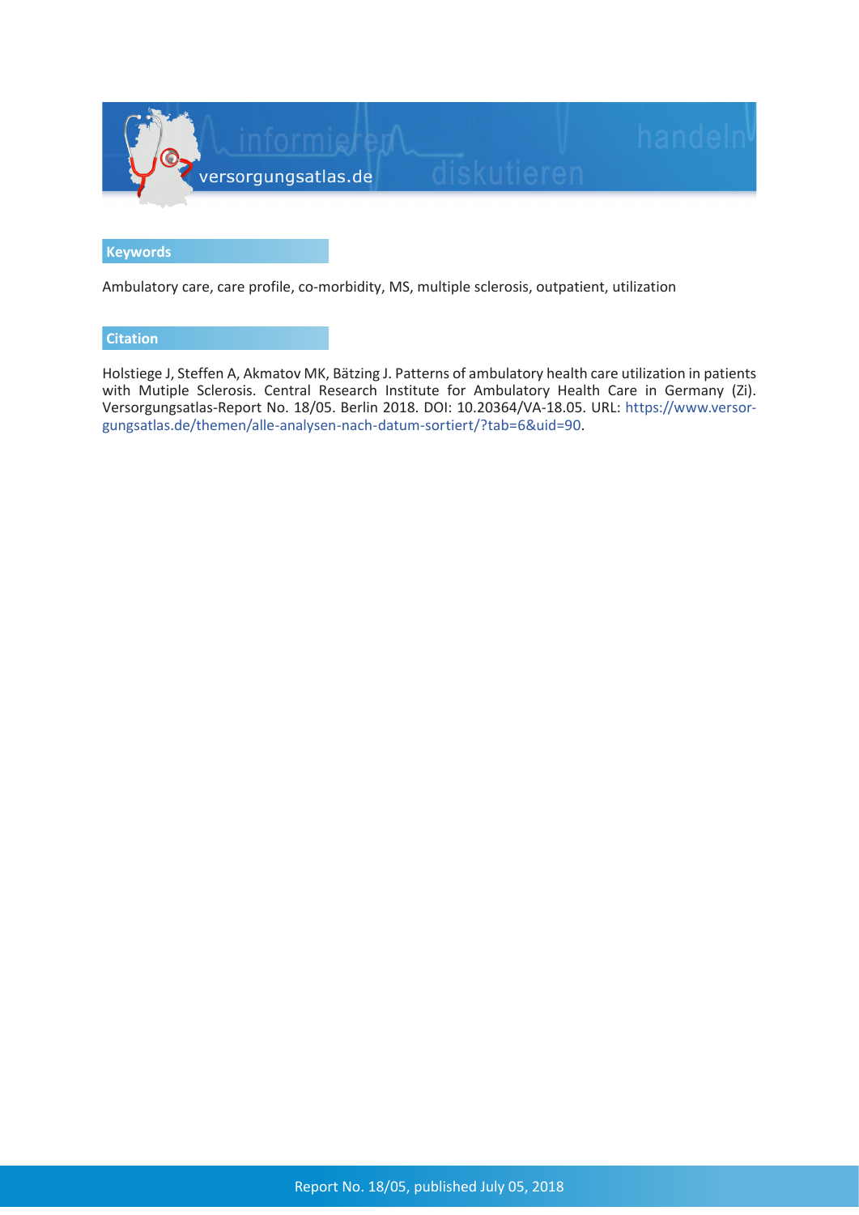## Keywords

Ambulatory care, care profile, co-morbidity, MS, multiple sclerosis, outpatient, utilization

## Citation

Holstiege J, Steffen A, Akmatov MK, Bätzing J. Patterns of ambulatory health care utilization in patients with Mutiple Sclerosis. Central Research Institute for Ambulatory Health Care in Germany (Zi). Versorgungsatlas-Report No. 18/05. Berlin 2018. DOI: 10.20364/VA-18.05. URL: https://www.versorgungsatlas.de/themen/alle-analysen-nach-datum-sortiert/?tab=6&uid=90.

Report No. 18/05, published July 05, 2018